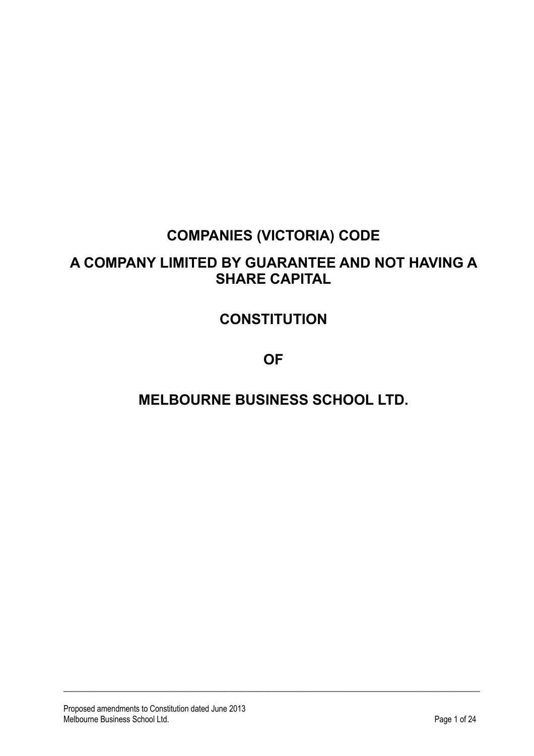# COMPANIES (VICTORIA) CODE

# A COMPANY LIMITED BY GUARANTEE AND NOT HAVING A SHARE CAPITAL

# CONSTITUTION

# OF

# MELBOURNE BUSINESS SCHOOL LTD.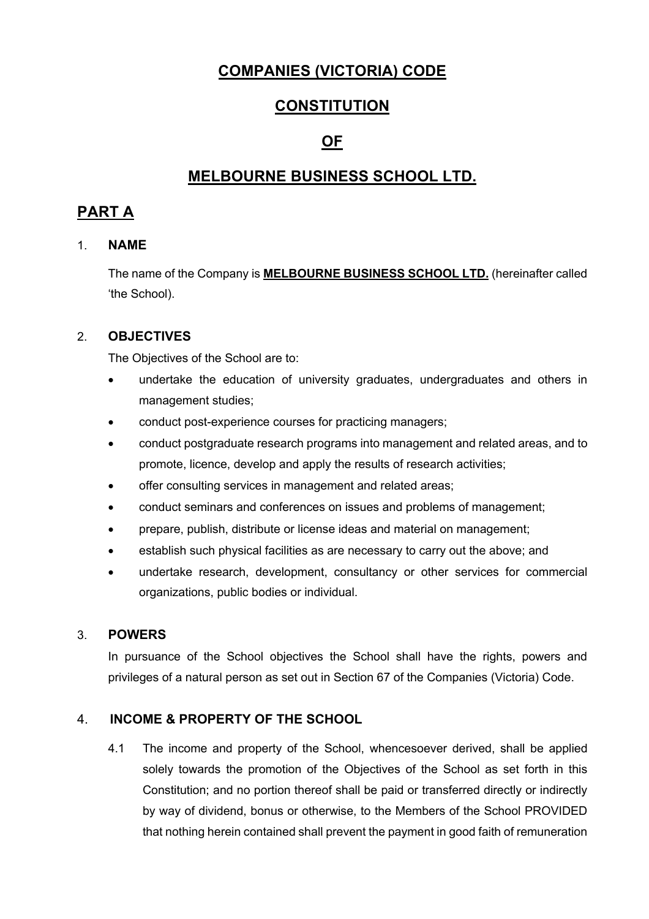# COMPANIES (VICTORIA) CODE

# CONSTITUTION

# OF

# MELBOURNE BUSINESS SCHOOL LTD.

## PART A

### 1. NAME

The name of the Company is **MELBOURNE BUSINESS SCHOOL LTD.** (hereinafter called 'the School).

### 2. OBJECTIVES

The Objectives of the School are to:

- undertake the education of university graduates, undergraduates and others in management studies;
- conduct post-experience courses for practicing managers;
- conduct postgraduate research programs into management and related areas, and to promote, licence, develop and apply the results of research activities;
- offer consulting services in management and related areas;
- conduct seminars and conferences on issues and problems of management;
- prepare, publish, distribute or license ideas and material on management;
- establish such physical facilities as are necessary to carry out the above; and
- undertake research, development, consultancy or other services for commercial organizations, public bodies or individual.

### 3. POWERS

In pursuance of the School objectives the School shall have the rights, powers and privileges of a natural person as set out in Section 67 of the Companies (Victoria) Code.

### 4. INCOME & PROPERTY OF THE SCHOOL

4.1 The income and property of the School, whencesoever derived, shall be applied solely towards the promotion of the Objectives of the School as set forth in this Constitution; and no portion thereof shall be paid or transferred directly or indirectly by way of dividend, bonus or otherwise, to the Members of the School PROVIDED that nothing herein contained shall prevent the payment in good faith of remuneration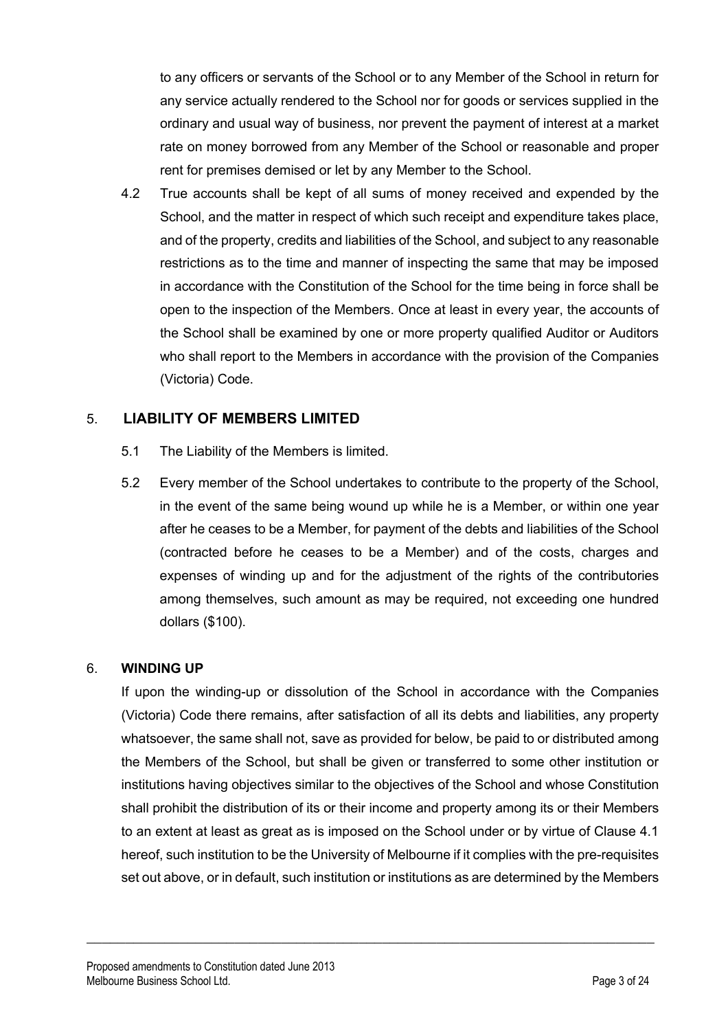to any officers or servants of the School or to any Member of the School in return for any service actually rendered to the School nor for goods or services supplied in the ordinary and usual way of business, nor prevent the payment of interest at a market rate on money borrowed from any Member of the School or reasonable and proper rent for premises demised or let by any Member to the School.

4.2 True accounts shall be kept of all sums of money received and expended by the School, and the matter in respect of which such receipt and expenditure takes place, and of the property, credits and liabilities of the School, and subject to any reasonable restrictions as to the time and manner of inspecting the same that may be imposed in accordance with the Constitution of the School for the time being in force shall be open to the inspection of the Members. Once at least in every year, the accounts of the School shall be examined by one or more property qualified Auditor or Auditors who shall report to the Members in accordance with the provision of the Companies (Victoria) Code.

## 5. LIABILITY OF MEMBERS LIMITED

5.1 The Liability of the Members is limited.

5.2 Every member of the School undertakes to contribute to the property of the School, in the event of the same being wound up while he is a Member, or within one year after he ceases to be a Member, for payment of the debts and liabilities of the School (contracted before he ceases to be a Member) and of the costs, charges and expenses of winding up and for the adjustment of the rights of the contributories among themselves, such amount as may be required, not exceeding one hundred dollars ($100).

## 6. WINDING UP

If upon the winding-up or dissolution of the School in accordance with the Companies (Victoria) Code there remains, after satisfaction of all its debts and liabilities, any property whatsoever, the same shall not, save as provided for below, be paid to or distributed among the Members of the School, but shall be given or transferred to some other institution or institutions having objectives similar to the objectives of the School and whose Constitution shall prohibit the distribution of its or their income and property among its or their Members to an extent at least as great as is imposed on the School under or by virtue of Clause 4.1 hereof, such institution to be the University of Melbourne if it complies with the pre-requisites set out above, or in default, such institution or institutions as are determined by the Members

Proposed amendments to Constitution dated June 2013
Melbourne Business School Ltd.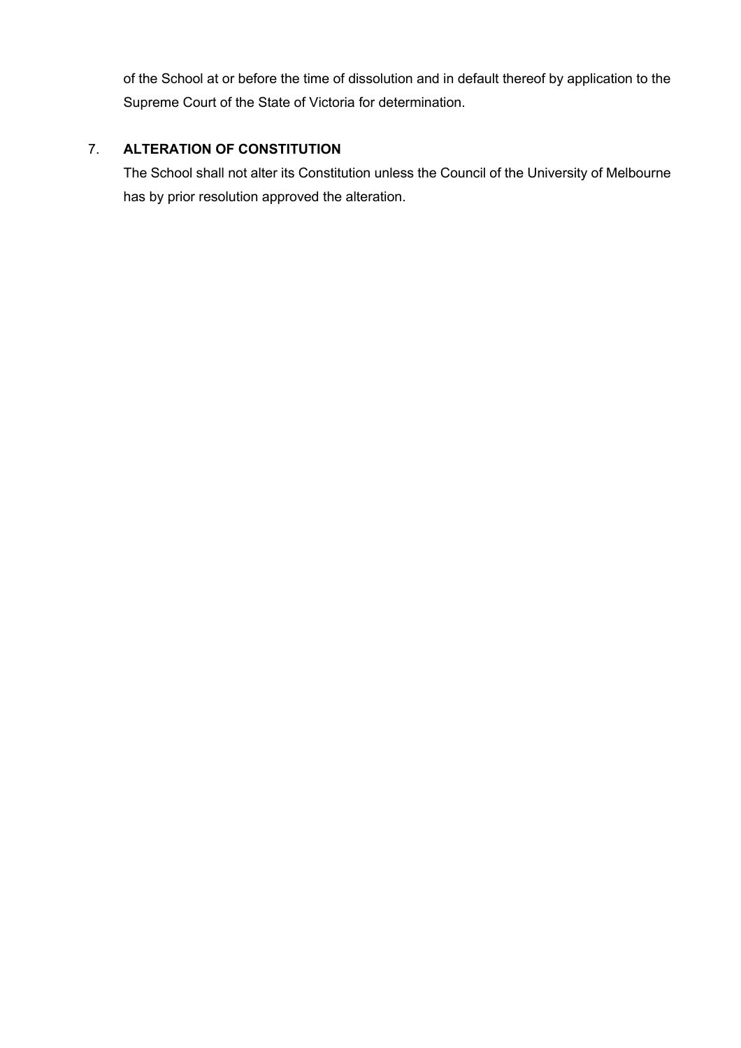of the School at or before the time of dissolution and in default thereof by application to the Supreme Court of the State of Victoria for determination.

7. **ALTERATION OF CONSTITUTION**

The School shall not alter its Constitution unless the Council of the University of Melbourne has by prior resolution approved the alteration.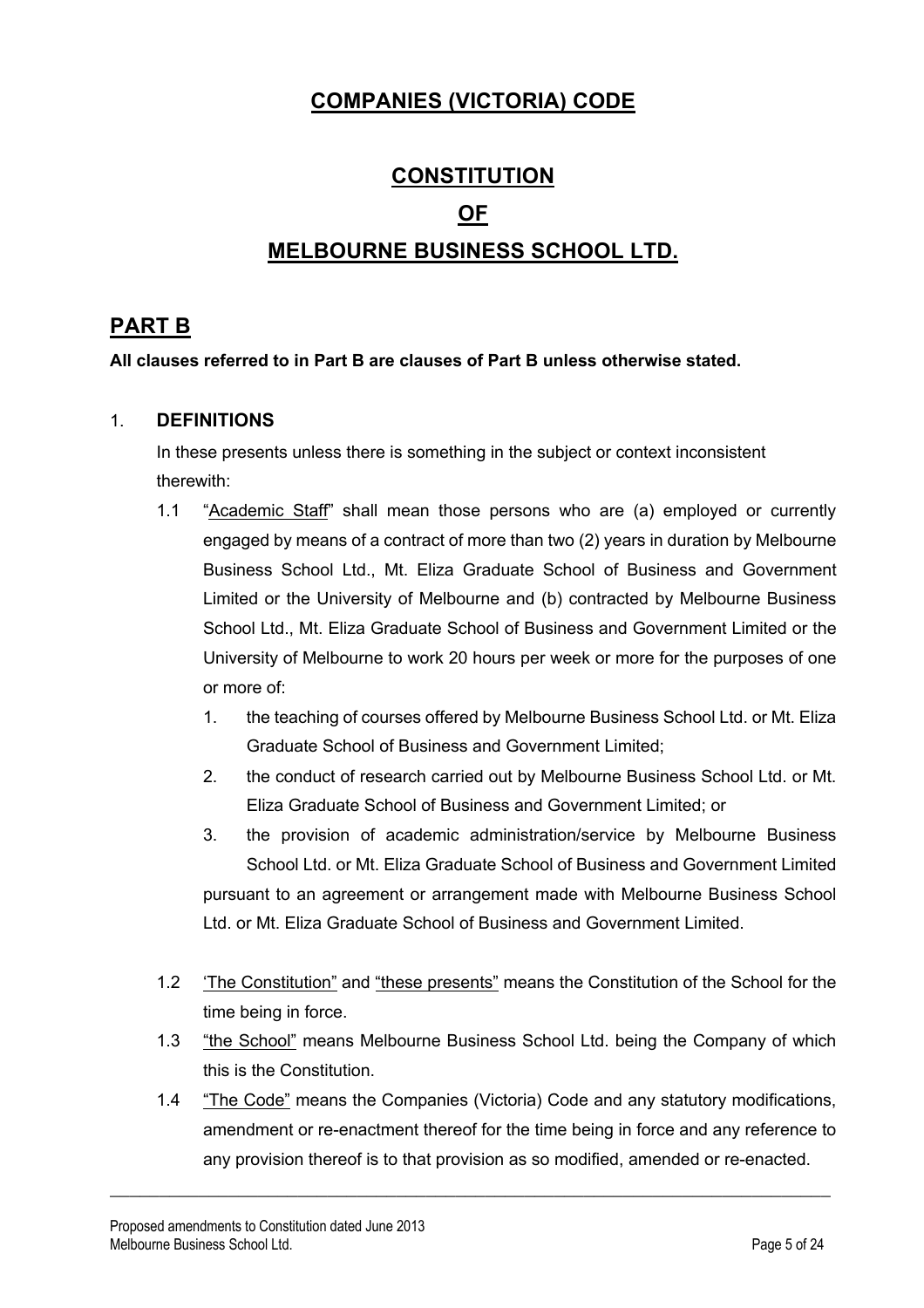# COMPANIES (VICTORIA) CODE

# CONSTITUTION

# OF

# MELBOURNE BUSINESS SCHOOL LTD.

## PART B

**All clauses referred to in Part B are clauses of Part B unless otherwise stated.**

### 1. DEFINITIONS

In these presents unless there is something in the subject or context inconsistent therewith:

1.1 "Academic Staff" shall mean those persons who are (a) employed or currently engaged by means of a contract of more than two (2) years in duration by Melbourne Business School Ltd., Mt. Eliza Graduate School of Business and Government Limited or the University of Melbourne and (b) contracted by Melbourne Business School Ltd., Mt. Eliza Graduate School of Business and Government Limited or the University of Melbourne to work 20 hours per week or more for the purposes of one or more of:

1. the teaching of courses offered by Melbourne Business School Ltd. or Mt. Eliza Graduate School of Business and Government Limited;
2. the conduct of research carried out by Melbourne Business School Ltd. or Mt. Eliza Graduate School of Business and Government Limited; or
3. the provision of academic administration/service by Melbourne Business School Ltd. or Mt. Eliza Graduate School of Business and Government Limited

pursuant to an agreement or arrangement made with Melbourne Business School Ltd. or Mt. Eliza Graduate School of Business and Government Limited.

1.2 'The Constitution" and "these presents" means the Constitution of the School for the time being in force.

1.3 "the School" means Melbourne Business School Ltd. being the Company of which this is the Constitution.

1.4 "The Code" means the Companies (Victoria) Code and any statutory modifications, amendment or re-enactment thereof for the time being in force and any reference to any provision thereof is to that provision as so modified, amended or re-enacted.

Proposed amendments to Constitution dated June 2013
Melbourne Business School Ltd.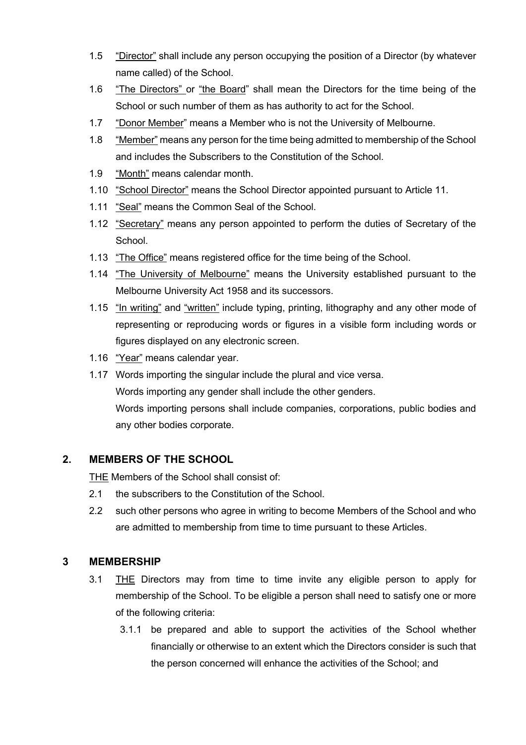1.5 "Director" shall include any person occupying the position of a Director (by whatever name called) of the School.

1.6 "The Directors" or "the Board" shall mean the Directors for the time being of the School or such number of them as has authority to act for the School.

1.7 "Donor Member" means a Member who is not the University of Melbourne.

1.8 "Member" means any person for the time being admitted to membership of the School and includes the Subscribers to the Constitution of the School.

1.9 "Month" means calendar month.

1.10 "School Director" means the School Director appointed pursuant to Article 11.

1.11 "Seal" means the Common Seal of the School.

1.12 "Secretary" means any person appointed to perform the duties of Secretary of the School.

1.13 "The Office" means registered office for the time being of the School.

1.14 "The University of Melbourne" means the University established pursuant to the Melbourne University Act 1958 and its successors.

1.15 "In writing" and "written" include typing, printing, lithography and any other mode of representing or reproducing words or figures in a visible form including words or figures displayed on any electronic screen.

1.16 "Year" means calendar year.

1.17 Words importing the singular include the plural and vice versa.
Words importing any gender shall include the other genders.
Words importing persons shall include companies, corporations, public bodies and any other bodies corporate.

## 2. MEMBERS OF THE SCHOOL

THE Members of the School shall consist of:

2.1 the subscribers to the Constitution of the School.

2.2 such other persons who agree in writing to become Members of the School and who are admitted to membership from time to time pursuant to these Articles.

## 3 MEMBERSHIP

3.1 THE Directors may from time to time invite any eligible person to apply for membership of the School. To be eligible a person shall need to satisfy one or more of the following criteria:

3.1.1 be prepared and able to support the activities of the School whether financially or otherwise to an extent which the Directors consider is such that the person concerned will enhance the activities of the School; and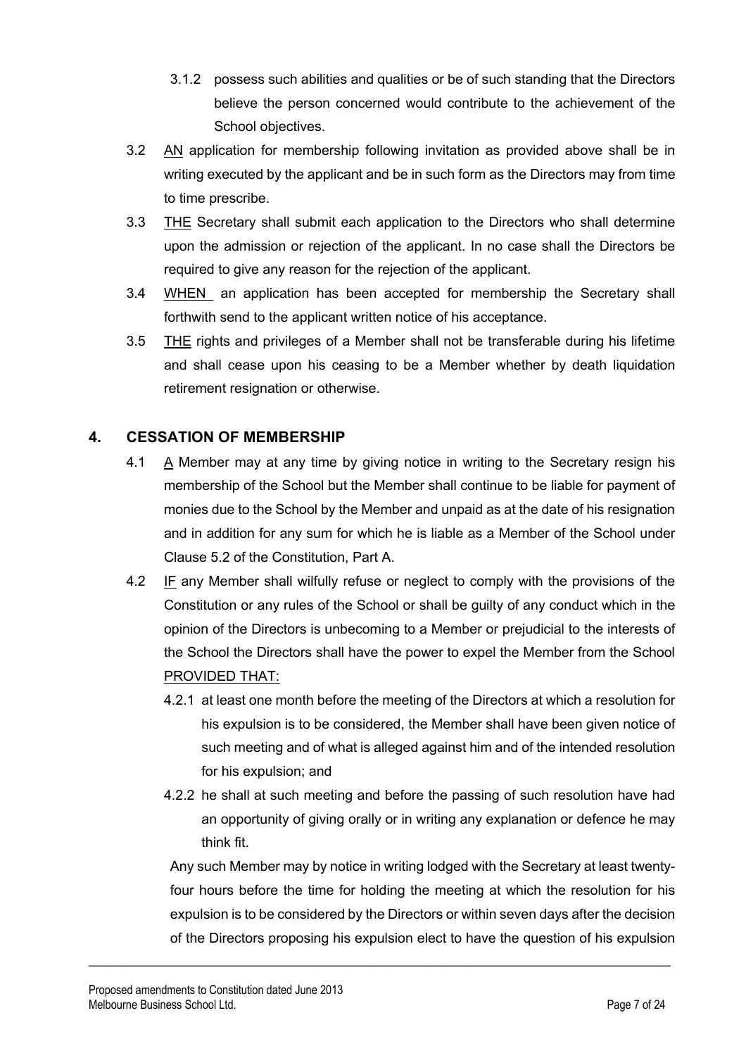3.1.2 possess such abilities and qualities or be of such standing that the Directors believe the person concerned would contribute to the achievement of the School objectives.

3.2 AN application for membership following invitation as provided above shall be in writing executed by the applicant and be in such form as the Directors may from time to time prescribe.

3.3 THE Secretary shall submit each application to the Directors who shall determine upon the admission or rejection of the applicant. In no case shall the Directors be required to give any reason for the rejection of the applicant.

3.4 WHEN an application has been accepted for membership the Secretary shall forthwith send to the applicant written notice of his acceptance.

3.5 THE rights and privileges of a Member shall not be transferable during his lifetime and shall cease upon his ceasing to be a Member whether by death liquidation retirement resignation or otherwise.

## 4. CESSATION OF MEMBERSHIP

4.1 A Member may at any time by giving notice in writing to the Secretary resign his membership of the School but the Member shall continue to be liable for payment of monies due to the School by the Member and unpaid as at the date of his resignation and in addition for any sum for which he is liable as a Member of the School under Clause 5.2 of the Constitution, Part A.

4.2 IF any Member shall wilfully refuse or neglect to comply with the provisions of the Constitution or any rules of the School or shall be guilty of any conduct which in the opinion of the Directors is unbecoming to a Member or prejudicial to the interests of the School the Directors shall have the power to expel the Member from the School PROVIDED THAT:

4.2.1 at least one month before the meeting of the Directors at which a resolution for his expulsion is to be considered, the Member shall have been given notice of such meeting and of what is alleged against him and of the intended resolution for his expulsion; and

4.2.2 he shall at such meeting and before the passing of such resolution have had an opportunity of giving orally or in writing any explanation or defence he may think fit.

Any such Member may by notice in writing lodged with the Secretary at least twenty-four hours before the time for holding the meeting at which the resolution for his expulsion is to be considered by the Directors or within seven days after the decision of the Directors proposing his expulsion elect to have the question of his expulsion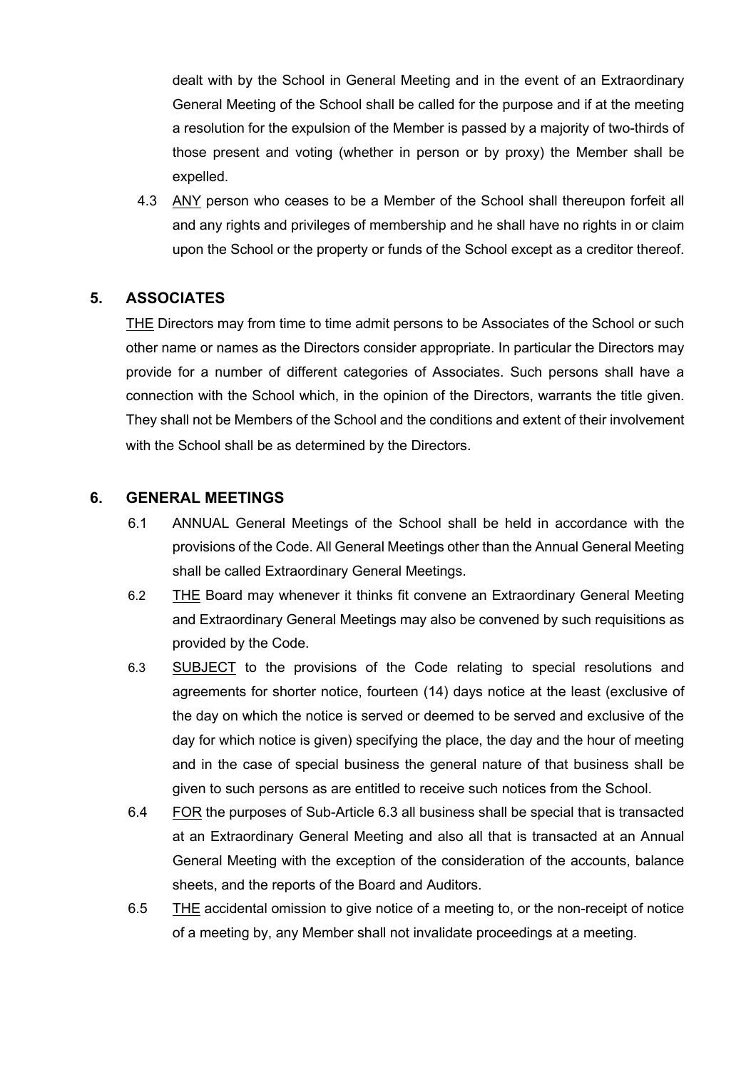dealt with by the School in General Meeting and in the event of an Extraordinary General Meeting of the School shall be called for the purpose and if at the meeting a resolution for the expulsion of the Member is passed by a majority of two-thirds of those present and voting (whether in person or by proxy) the Member shall be expelled.

4.3 ANY person who ceases to be a Member of the School shall thereupon forfeit all and any rights and privileges of membership and he shall have no rights in or claim upon the School or the property or funds of the School except as a creditor thereof.

## 5. ASSOCIATES

THE Directors may from time to time admit persons to be Associates of the School or such other name or names as the Directors consider appropriate. In particular the Directors may provide for a number of different categories of Associates. Such persons shall have a connection with the School which, in the opinion of the Directors, warrants the title given. They shall not be Members of the School and the conditions and extent of their involvement with the School shall be as determined by the Directors.

## 6. GENERAL MEETINGS

6.1 ANNUAL General Meetings of the School shall be held in accordance with the provisions of the Code. All General Meetings other than the Annual General Meeting shall be called Extraordinary General Meetings.

6.2 THE Board may whenever it thinks fit convene an Extraordinary General Meeting and Extraordinary General Meetings may also be convened by such requisitions as provided by the Code.

6.3 SUBJECT to the provisions of the Code relating to special resolutions and agreements for shorter notice, fourteen (14) days notice at the least (exclusive of the day on which the notice is served or deemed to be served and exclusive of the day for which notice is given) specifying the place, the day and the hour of meeting and in the case of special business the general nature of that business shall be given to such persons as are entitled to receive such notices from the School.

6.4 FOR the purposes of Sub-Article 6.3 all business shall be special that is transacted at an Extraordinary General Meeting and also all that is transacted at an Annual General Meeting with the exception of the consideration of the accounts, balance sheets, and the reports of the Board and Auditors.

6.5 THE accidental omission to give notice of a meeting to, or the non-receipt of notice of a meeting by, any Member shall not invalidate proceedings at a meeting.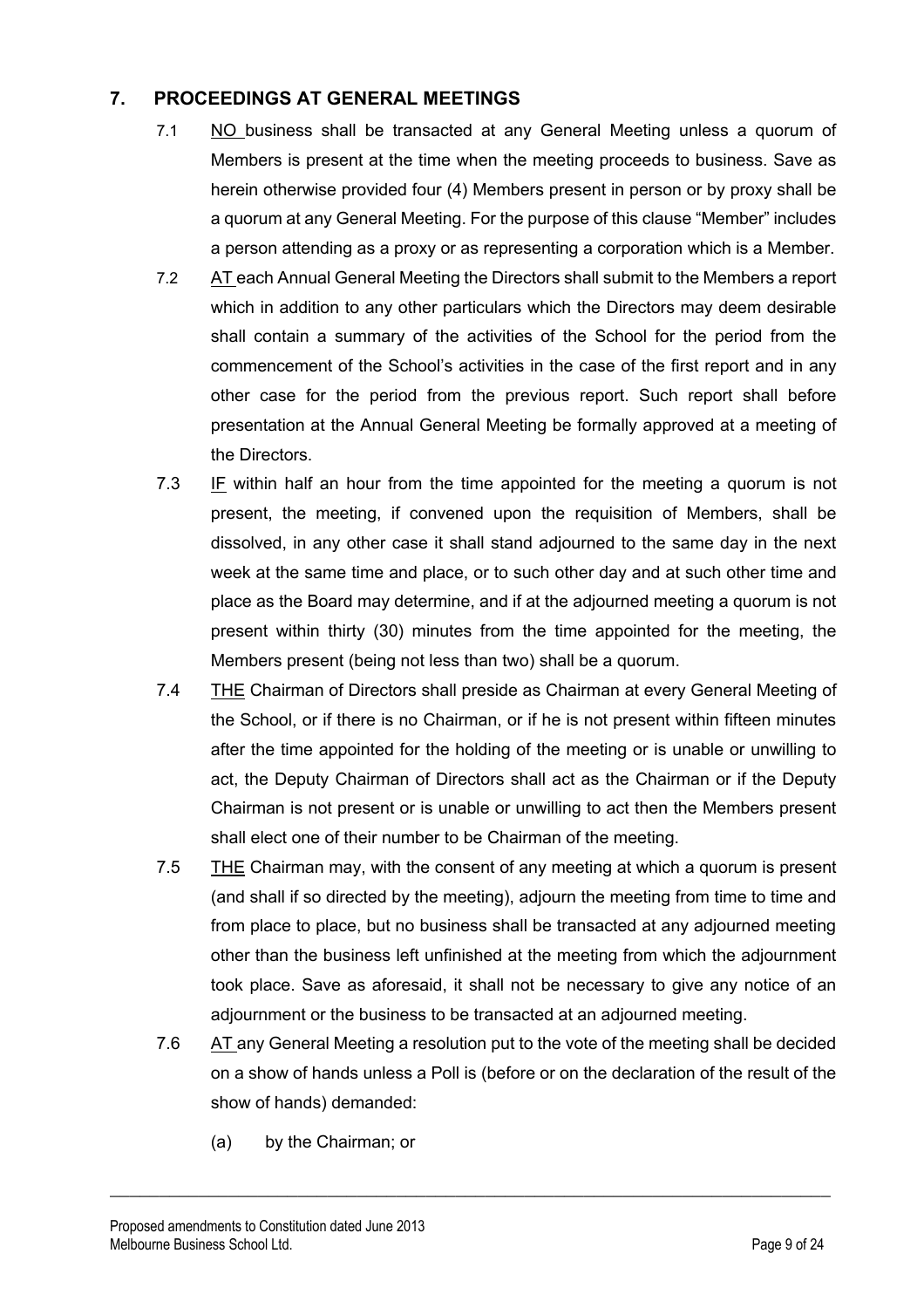## 7. PROCEEDINGS AT GENERAL MEETINGS

7.1 NO business shall be transacted at any General Meeting unless a quorum of Members is present at the time when the meeting proceeds to business. Save as herein otherwise provided four (4) Members present in person or by proxy shall be a quorum at any General Meeting. For the purpose of this clause "Member" includes a person attending as a proxy or as representing a corporation which is a Member.

7.2 AT each Annual General Meeting the Directors shall submit to the Members a report which in addition to any other particulars which the Directors may deem desirable shall contain a summary of the activities of the School for the period from the commencement of the School's activities in the case of the first report and in any other case for the period from the previous report. Such report shall before presentation at the Annual General Meeting be formally approved at a meeting of the Directors.

7.3 IF within half an hour from the time appointed for the meeting a quorum is not present, the meeting, if convened upon the requisition of Members, shall be dissolved, in any other case it shall stand adjourned to the same day in the next week at the same time and place, or to such other day and at such other time and place as the Board may determine, and if at the adjourned meeting a quorum is not present within thirty (30) minutes from the time appointed for the meeting, the Members present (being not less than two) shall be a quorum.

7.4 THE Chairman of Directors shall preside as Chairman at every General Meeting of the School, or if there is no Chairman, or if he is not present within fifteen minutes after the time appointed for the holding of the meeting or is unable or unwilling to act, the Deputy Chairman of Directors shall act as the Chairman or if the Deputy Chairman is not present or is unable or unwilling to act then the Members present shall elect one of their number to be Chairman of the meeting.

7.5 THE Chairman may, with the consent of any meeting at which a quorum is present (and shall if so directed by the meeting), adjourn the meeting from time to time and from place to place, but no business shall be transacted at any adjourned meeting other than the business left unfinished at the meeting from which the adjournment took place. Save as aforesaid, it shall not be necessary to give any notice of an adjournment or the business to be transacted at an adjourned meeting.

7.6 AT any General Meeting a resolution put to the vote of the meeting shall be decided on a show of hands unless a Poll is (before or on the declaration of the result of the show of hands) demanded:

(a) by the Chairman; or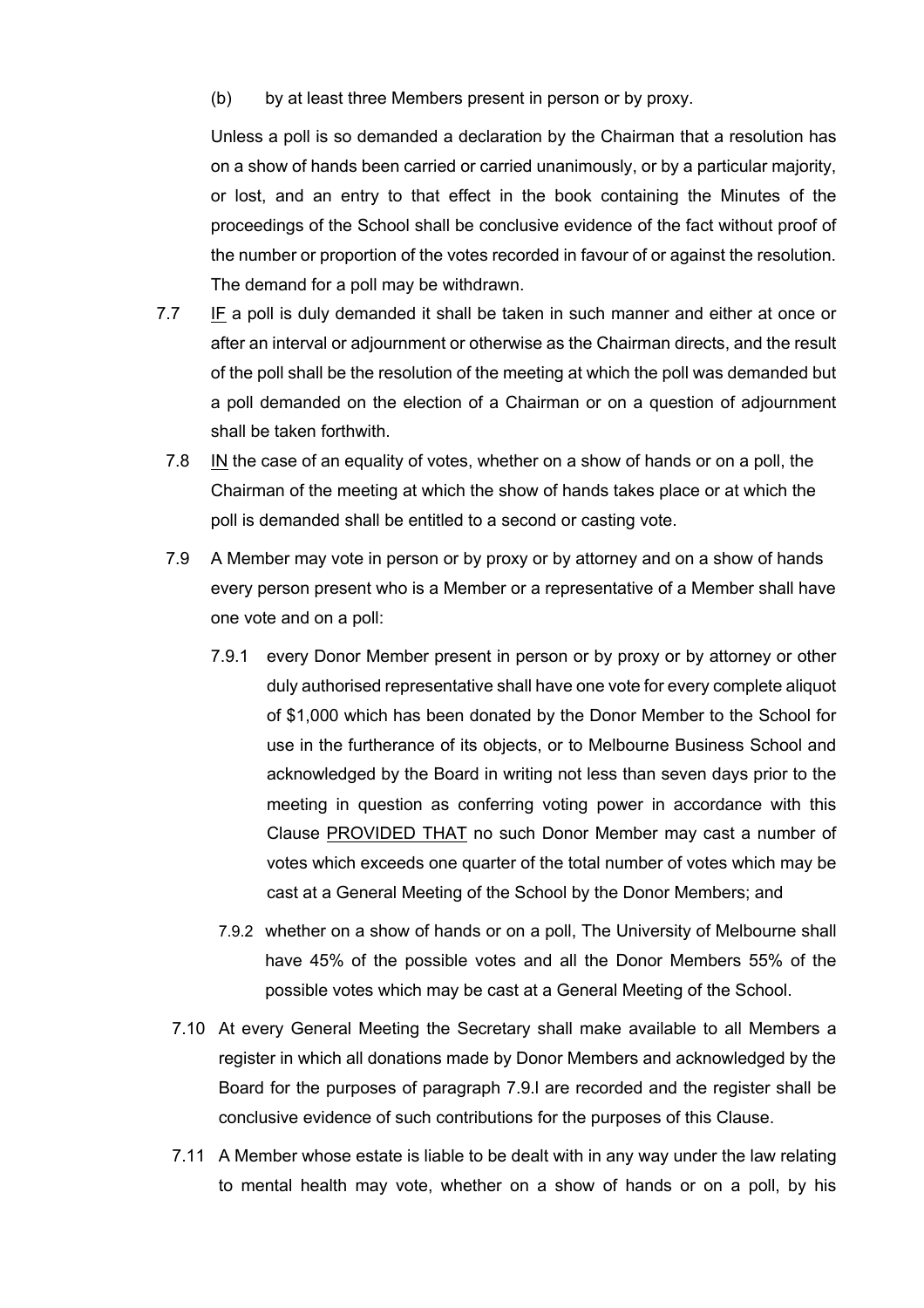(b) by at least three Members present in person or by proxy.

Unless a poll is so demanded a declaration by the Chairman that a resolution has on a show of hands been carried or carried unanimously, or by a particular majority, or lost, and an entry to that effect in the book containing the Minutes of the proceedings of the School shall be conclusive evidence of the fact without proof of the number or proportion of the votes recorded in favour of or against the resolution. The demand for a poll may be withdrawn.

7.7 IF a poll is duly demanded it shall be taken in such manner and either at once or after an interval or adjournment or otherwise as the Chairman directs, and the result of the poll shall be the resolution of the meeting at which the poll was demanded but a poll demanded on the election of a Chairman or on a question of adjournment shall be taken forthwith.

7.8 IN the case of an equality of votes, whether on a show of hands or on a poll, the Chairman of the meeting at which the show of hands takes place or at which the poll is demanded shall be entitled to a second or casting vote.

7.9 A Member may vote in person or by proxy or by attorney and on a show of hands every person present who is a Member or a representative of a Member shall have one vote and on a poll:

7.9.1 every Donor Member present in person or by proxy or by attorney or other duly authorised representative shall have one vote for every complete aliquot of $1,000 which has been donated by the Donor Member to the School for use in the furtherance of its objects, or to Melbourne Business School and acknowledged by the Board in writing not less than seven days prior to the meeting in question as conferring voting power in accordance with this Clause PROVIDED THAT no such Donor Member may cast a number of votes which exceeds one quarter of the total number of votes which may be cast at a General Meeting of the School by the Donor Members; and

7.9.2 whether on a show of hands or on a poll, The University of Melbourne shall have 45% of the possible votes and all the Donor Members 55% of the possible votes which may be cast at a General Meeting of the School.

7.10 At every General Meeting the Secretary shall make available to all Members a register in which all donations made by Donor Members and acknowledged by the Board for the purposes of paragraph 7.9.l are recorded and the register shall be conclusive evidence of such contributions for the purposes of this Clause.

7.11 A Member whose estate is liable to be dealt with in any way under the law relating to mental health may vote, whether on a show of hands or on a poll, by his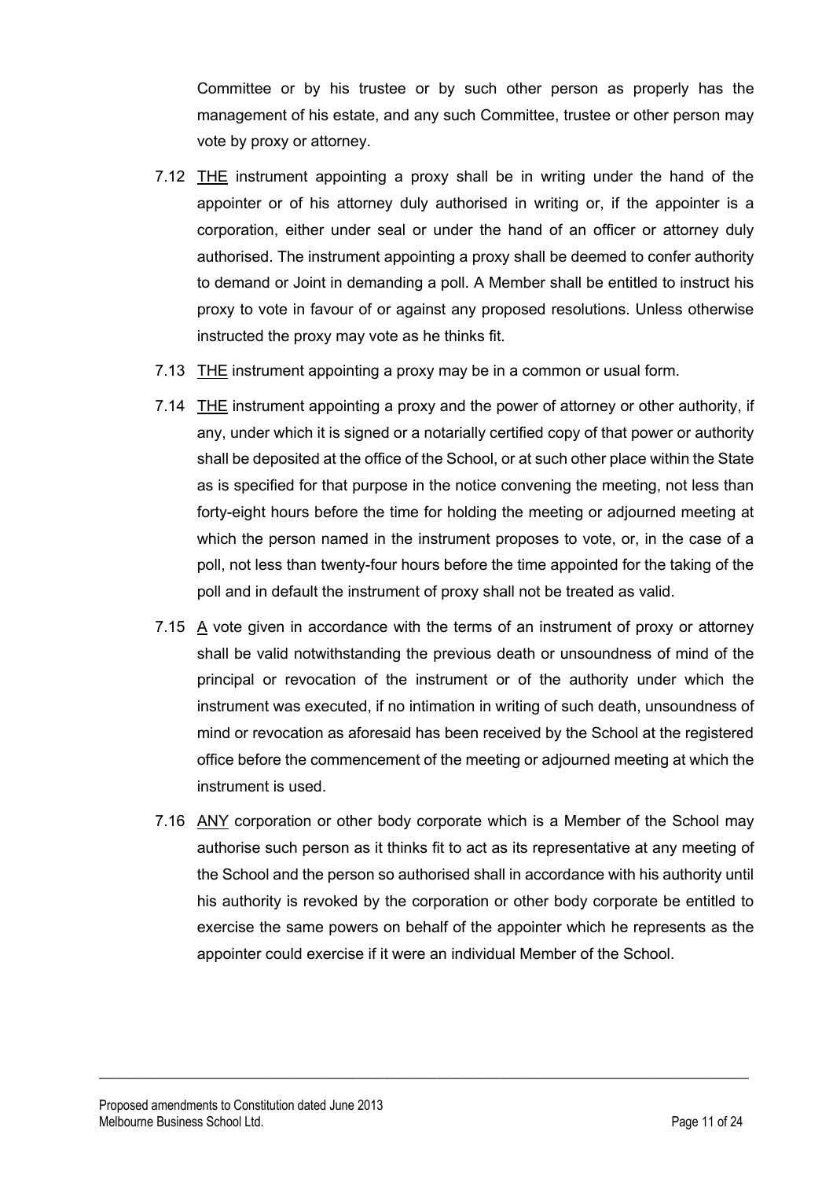Committee or by his trustee or by such other person as properly has the management of his estate, and any such Committee, trustee or other person may vote by proxy or attorney.

7.12 <u>THE</u> instrument appointing a proxy shall be in writing under the hand of the appointer or of his attorney duly authorised in writing or, if the appointer is a corporation, either under seal or under the hand of an officer or attorney duly authorised. The instrument appointing a proxy shall be deemed to confer authority to demand or Joint in demanding a poll. A Member shall be entitled to instruct his proxy to vote in favour of or against any proposed resolutions. Unless otherwise instructed the proxy may vote as he thinks fit.

7.13 <u>THE</u> instrument appointing a proxy may be in a common or usual form.

7.14 <u>THE</u> instrument appointing a proxy and the power of attorney or other authority, if any, under which it is signed or a notarially certified copy of that power or authority shall be deposited at the office of the School, or at such other place within the State as is specified for that purpose in the notice convening the meeting, not less than forty-eight hours before the time for holding the meeting or adjourned meeting at which the person named in the instrument proposes to vote, or, in the case of a poll, not less than twenty-four hours before the time appointed for the taking of the poll and in default the instrument of proxy shall not be treated as valid.

7.15 <u>A</u> vote given in accordance with the terms of an instrument of proxy or attorney shall be valid notwithstanding the previous death or unsoundness of mind of the principal or revocation of the instrument or of the authority under which the instrument was executed, if no intimation in writing of such death, unsoundness of mind or revocation as aforesaid has been received by the School at the registered office before the commencement of the meeting or adjourned meeting at which the instrument is used.

7.16 <u>ANY</u> corporation or other body corporate which is a Member of the School may authorise such person as it thinks fit to act as its representative at any meeting of the School and the person so authorised shall in accordance with his authority until his authority is revoked by the corporation or other body corporate be entitled to exercise the same powers on behalf of the appointer which he represents as the appointer could exercise if it were an individual Member of the School.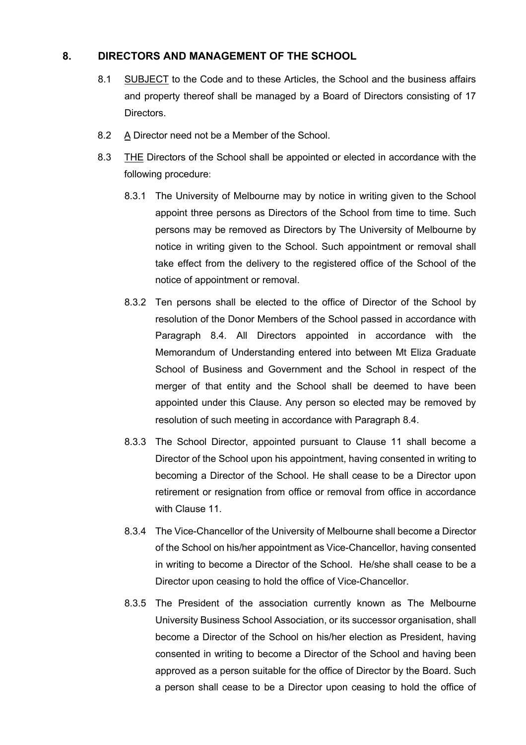## 8. DIRECTORS AND MANAGEMENT OF THE SCHOOL

8.1 SUBJECT to the Code and to these Articles, the School and the business affairs and property thereof shall be managed by a Board of Directors consisting of 17 Directors.

8.2 A Director need not be a Member of the School.

8.3 THE Directors of the School shall be appointed or elected in accordance with the following procedure:

8.3.1 The University of Melbourne may by notice in writing given to the School appoint three persons as Directors of the School from time to time. Such persons may be removed as Directors by The University of Melbourne by notice in writing given to the School. Such appointment or removal shall take effect from the delivery to the registered office of the School of the notice of appointment or removal.

8.3.2 Ten persons shall be elected to the office of Director of the School by resolution of the Donor Members of the School passed in accordance with Paragraph 8.4. All Directors appointed in accordance with the Memorandum of Understanding entered into between Mt Eliza Graduate School of Business and Government and the School in respect of the merger of that entity and the School shall be deemed to have been appointed under this Clause. Any person so elected may be removed by resolution of such meeting in accordance with Paragraph 8.4.

8.3.3 The School Director, appointed pursuant to Clause 11 shall become a Director of the School upon his appointment, having consented in writing to becoming a Director of the School. He shall cease to be a Director upon retirement or resignation from office or removal from office in accordance with Clause 11.

8.3.4 The Vice-Chancellor of the University of Melbourne shall become a Director of the School on his/her appointment as Vice-Chancellor, having consented in writing to become a Director of the School. He/she shall cease to be a Director upon ceasing to hold the office of Vice-Chancellor.

8.3.5 The President of the association currently known as The Melbourne University Business School Association, or its successor organisation, shall become a Director of the School on his/her election as President, having consented in writing to become a Director of the School and having been approved as a person suitable for the office of Director by the Board. Such a person shall cease to be a Director upon ceasing to hold the office of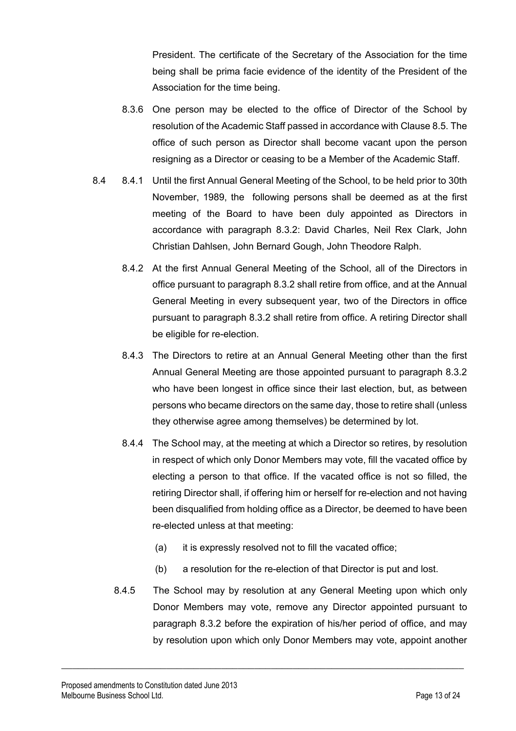President. The certificate of the Secretary of the Association for the time being shall be prima facie evidence of the identity of the President of the Association for the time being.

8.3.6 One person may be elected to the office of Director of the School by resolution of the Academic Staff passed in accordance with Clause 8.5. The office of such person as Director shall become vacant upon the person resigning as a Director or ceasing to be a Member of the Academic Staff.

8.4 8.4.1 Until the first Annual General Meeting of the School, to be held prior to 30th November, 1989, the following persons shall be deemed as at the first meeting of the Board to have been duly appointed as Directors in accordance with paragraph 8.3.2: David Charles, Neil Rex Clark, John Christian Dahlsen, John Bernard Gough, John Theodore Ralph.

8.4.2 At the first Annual General Meeting of the School, all of the Directors in office pursuant to paragraph 8.3.2 shall retire from office, and at the Annual General Meeting in every subsequent year, two of the Directors in office pursuant to paragraph 8.3.2 shall retire from office. A retiring Director shall be eligible for re-election.

8.4.3 The Directors to retire at an Annual General Meeting other than the first Annual General Meeting are those appointed pursuant to paragraph 8.3.2 who have been longest in office since their last election, but, as between persons who became directors on the same day, those to retire shall (unless they otherwise agree among themselves) be determined by lot.

8.4.4 The School may, at the meeting at which a Director so retires, by resolution in respect of which only Donor Members may vote, fill the vacated office by electing a person to that office. If the vacated office is not so filled, the retiring Director shall, if offering him or herself for re-election and not having been disqualified from holding office as a Director, be deemed to have been re-elected unless at that meeting:

(a) it is expressly resolved not to fill the vacated office;

(b) a resolution for the re-election of that Director is put and lost.

8.4.5 The School may by resolution at any General Meeting upon which only Donor Members may vote, remove any Director appointed pursuant to paragraph 8.3.2 before the expiration of his/her period of office, and may by resolution upon which only Donor Members may vote, appoint another

Proposed amendments to Constitution dated June 2013
Melbourne Business School Ltd.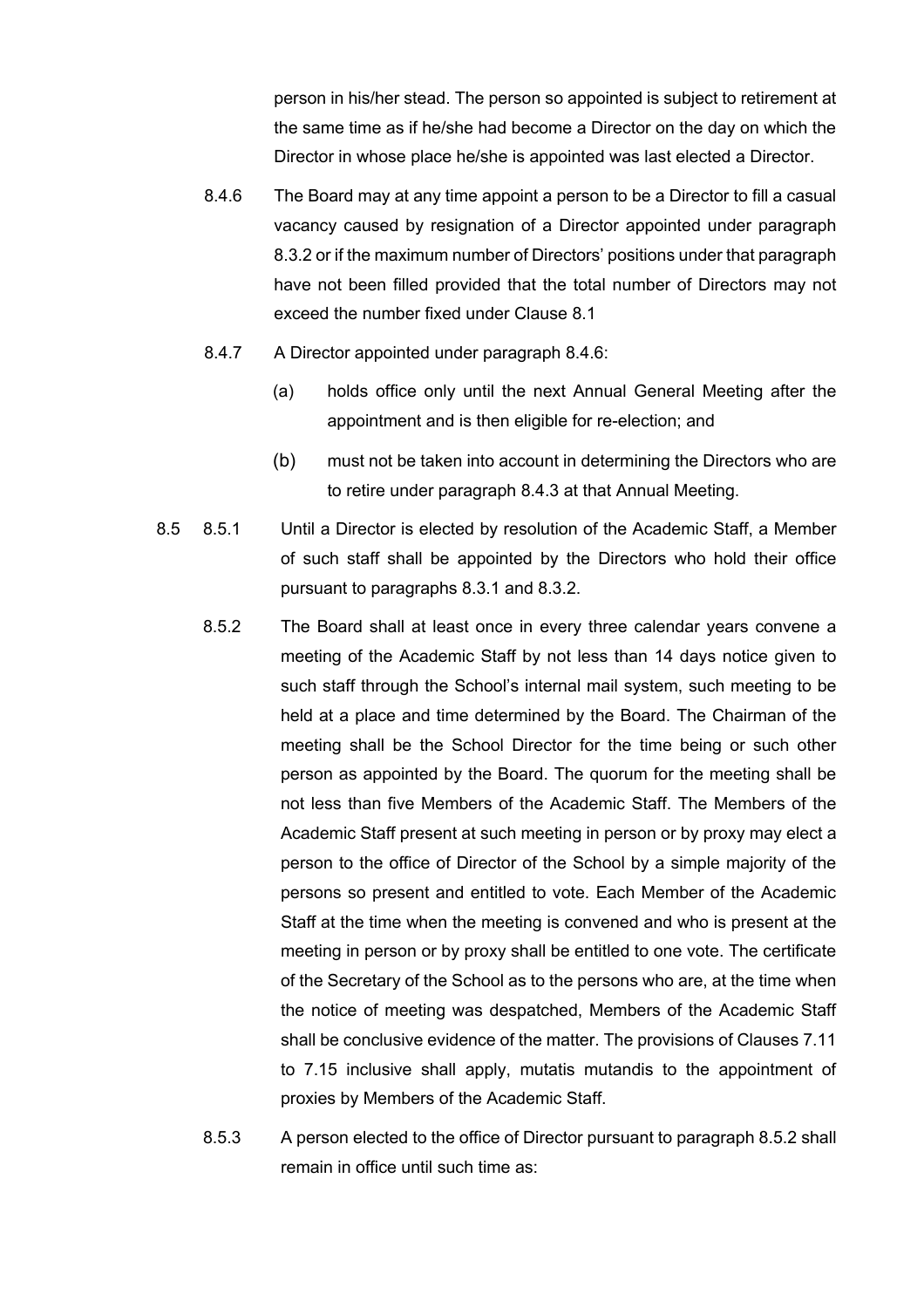person in his/her stead. The person so appointed is subject to retirement at the same time as if he/she had become a Director on the day on which the Director in whose place he/she is appointed was last elected a Director.

8.4.6 The Board may at any time appoint a person to be a Director to fill a casual vacancy caused by resignation of a Director appointed under paragraph 8.3.2 or if the maximum number of Directors' positions under that paragraph have not been filled provided that the total number of Directors may not exceed the number fixed under Clause 8.1

8.4.7 A Director appointed under paragraph 8.4.6:

(a) holds office only until the next Annual General Meeting after the appointment and is then eligible for re-election; and

(b) must not be taken into account in determining the Directors who are to retire under paragraph 8.4.3 at that Annual Meeting.

8.5 8.5.1 Until a Director is elected by resolution of the Academic Staff, a Member of such staff shall be appointed by the Directors who hold their office pursuant to paragraphs 8.3.1 and 8.3.2.

8.5.2 The Board shall at least once in every three calendar years convene a meeting of the Academic Staff by not less than 14 days notice given to such staff through the School's internal mail system, such meeting to be held at a place and time determined by the Board. The Chairman of the meeting shall be the School Director for the time being or such other person as appointed by the Board. The quorum for the meeting shall be not less than five Members of the Academic Staff. The Members of the Academic Staff present at such meeting in person or by proxy may elect a person to the office of Director of the School by a simple majority of the persons so present and entitled to vote. Each Member of the Academic Staff at the time when the meeting is convened and who is present at the meeting in person or by proxy shall be entitled to one vote. The certificate of the Secretary of the School as to the persons who are, at the time when the notice of meeting was despatched, Members of the Academic Staff shall be conclusive evidence of the matter. The provisions of Clauses 7.11 to 7.15 inclusive shall apply, mutatis mutandis to the appointment of proxies by Members of the Academic Staff.

8.5.3 A person elected to the office of Director pursuant to paragraph 8.5.2 shall remain in office until such time as: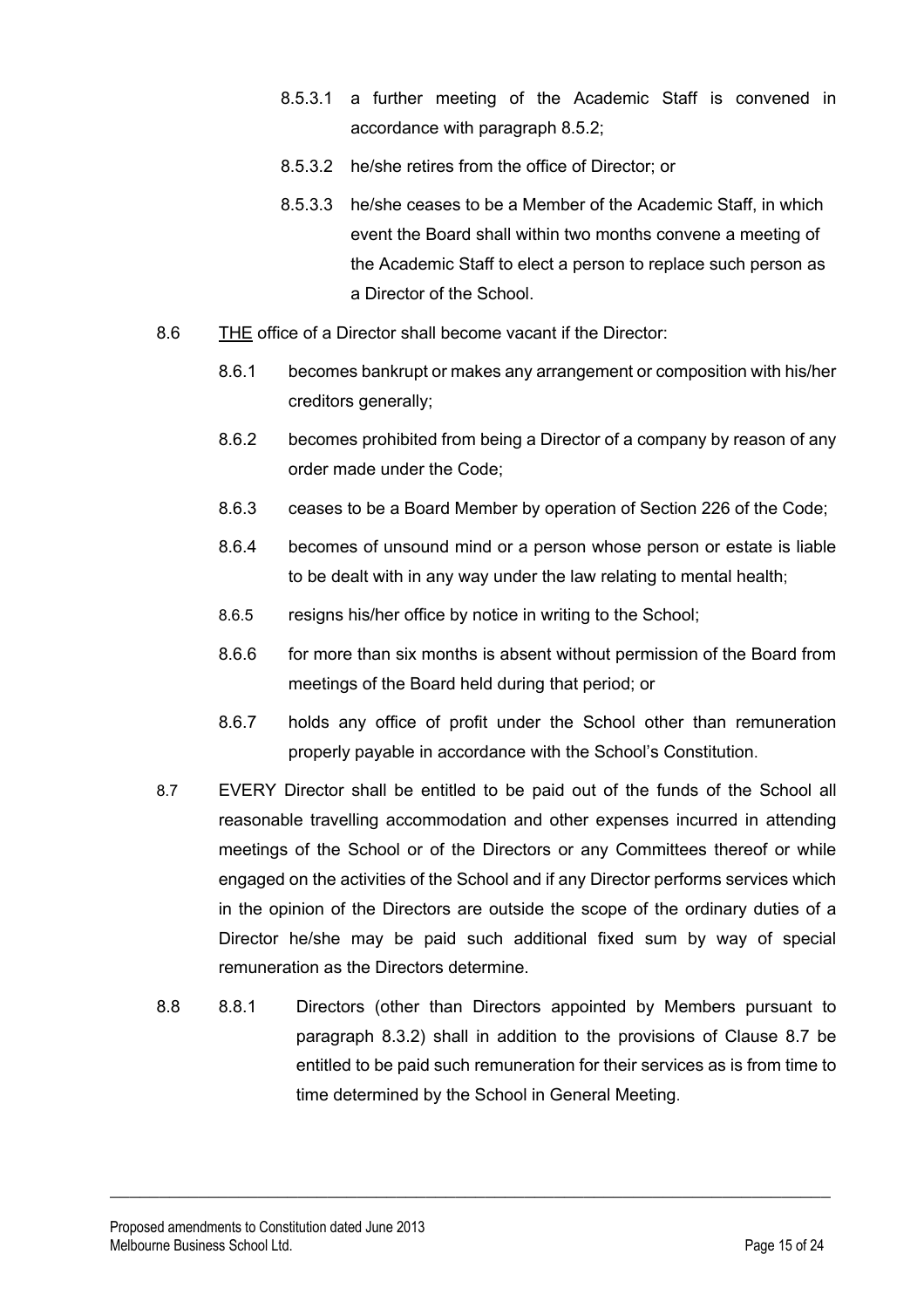8.5.3.1 a further meeting of the Academic Staff is convened in accordance with paragraph 8.5.2;

8.5.3.2 he/she retires from the office of Director; or

8.5.3.3 he/she ceases to be a Member of the Academic Staff, in which event the Board shall within two months convene a meeting of the Academic Staff to elect a person to replace such person as a Director of the School.

8.6 THE office of a Director shall become vacant if the Director:

8.6.1 becomes bankrupt or makes any arrangement or composition with his/her creditors generally;

8.6.2 becomes prohibited from being a Director of a company by reason of any order made under the Code;

8.6.3 ceases to be a Board Member by operation of Section 226 of the Code;

8.6.4 becomes of unsound mind or a person whose person or estate is liable to be dealt with in any way under the law relating to mental health;

8.6.5 resigns his/her office by notice in writing to the School;

8.6.6 for more than six months is absent without permission of the Board from meetings of the Board held during that period; or

8.6.7 holds any office of profit under the School other than remuneration properly payable in accordance with the School's Constitution.

8.7 EVERY Director shall be entitled to be paid out of the funds of the School all reasonable travelling accommodation and other expenses incurred in attending meetings of the School or of the Directors or any Committees thereof or while engaged on the activities of the School and if any Director performs services which in the opinion of the Directors are outside the scope of the ordinary duties of a Director he/she may be paid such additional fixed sum by way of special remuneration as the Directors determine.

8.8 8.8.1 Directors (other than Directors appointed by Members pursuant to paragraph 8.3.2) shall in addition to the provisions of Clause 8.7 be entitled to be paid such remuneration for their services as is from time to time determined by the School in General Meeting.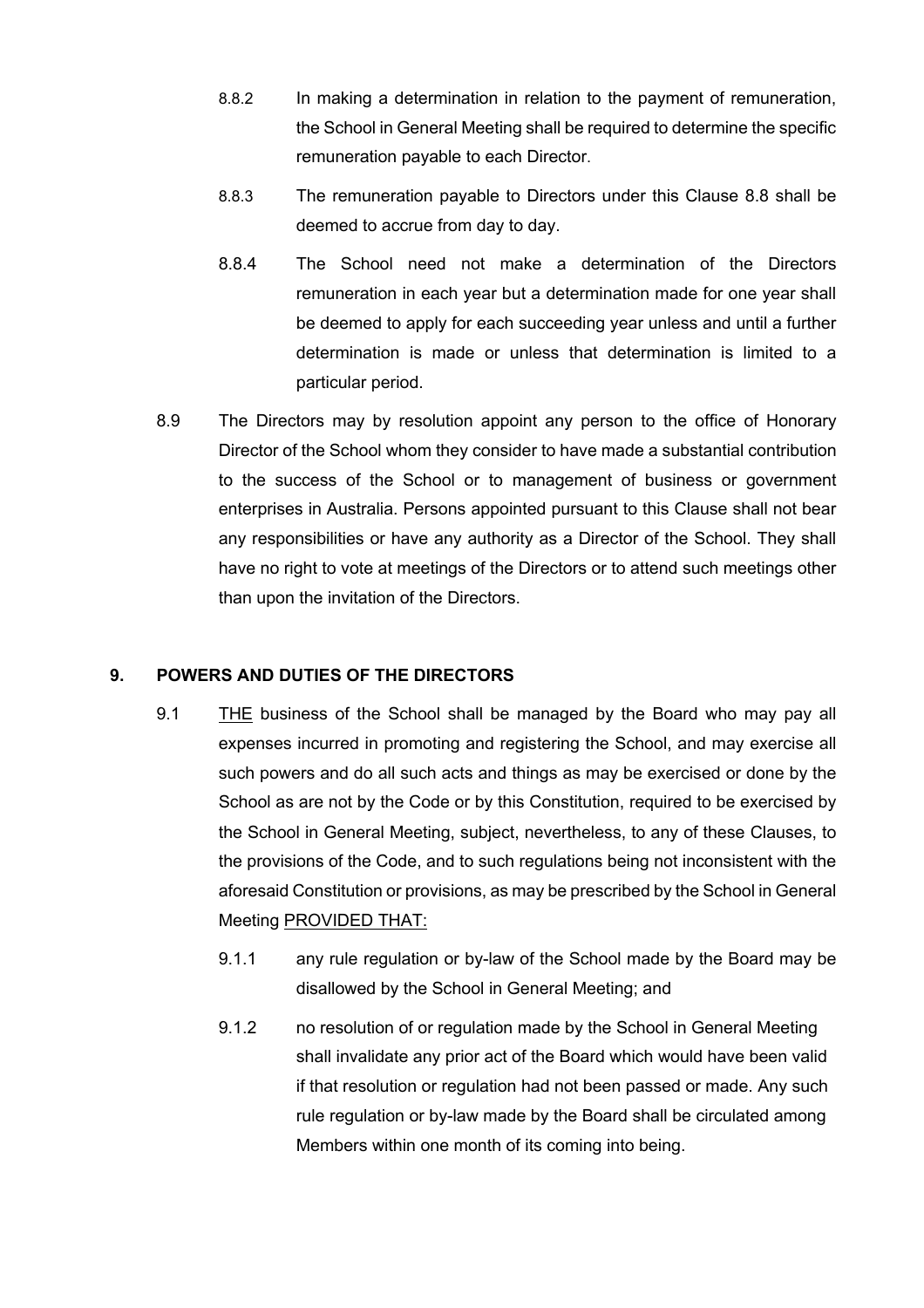8.8.2 In making a determination in relation to the payment of remuneration, the School in General Meeting shall be required to determine the specific remuneration payable to each Director.

8.8.3 The remuneration payable to Directors under this Clause 8.8 shall be deemed to accrue from day to day.

8.8.4 The School need not make a determination of the Directors remuneration in each year but a determination made for one year shall be deemed to apply for each succeeding year unless and until a further determination is made or unless that determination is limited to a particular period.

8.9 The Directors may by resolution appoint any person to the office of Honorary Director of the School whom they consider to have made a substantial contribution to the success of the School or to management of business or government enterprises in Australia. Persons appointed pursuant to this Clause shall not bear any responsibilities or have any authority as a Director of the School. They shall have no right to vote at meetings of the Directors or to attend such meetings other than upon the invitation of the Directors.

## 9. POWERS AND DUTIES OF THE DIRECTORS

9.1 <u>THE</u> business of the School shall be managed by the Board who may pay all expenses incurred in promoting and registering the School, and may exercise all such powers and do all such acts and things as may be exercised or done by the School as are not by the Code or by this Constitution, required to be exercised by the School in General Meeting, subject, nevertheless, to any of these Clauses, to the provisions of the Code, and to such regulations being not inconsistent with the aforesaid Constitution or provisions, as may be prescribed by the School in General Meeting <u>PROVIDED THAT:</u>

9.1.1 any rule regulation or by-law of the School made by the Board may be disallowed by the School in General Meeting; and

9.1.2 no resolution of or regulation made by the School in General Meeting shall invalidate any prior act of the Board which would have been valid if that resolution or regulation had not been passed or made. Any such rule regulation or by-law made by the Board shall be circulated among Members within one month of its coming into being.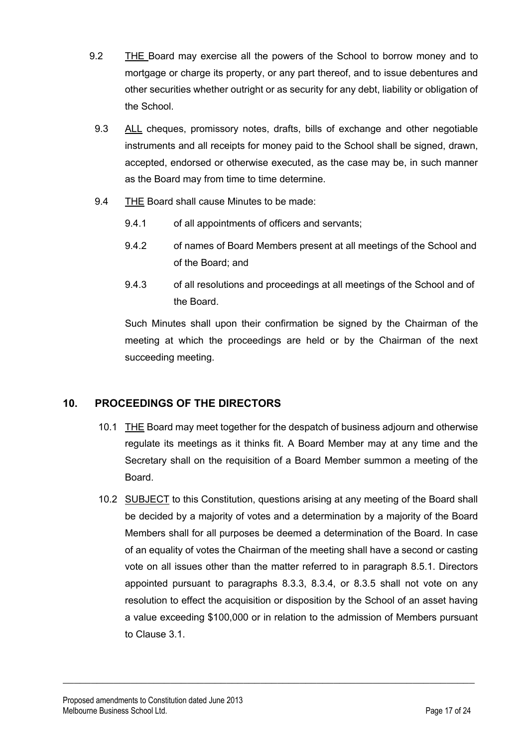9.2 THE Board may exercise all the powers of the School to borrow money and to mortgage or charge its property, or any part thereof, and to issue debentures and other securities whether outright or as security for any debt, liability or obligation of the School.

9.3 ALL cheques, promissory notes, drafts, bills of exchange and other negotiable instruments and all receipts for money paid to the School shall be signed, drawn, accepted, endorsed or otherwise executed, as the case may be, in such manner as the Board may from time to time determine.

9.4 THE Board shall cause Minutes to be made:

9.4.1 of all appointments of officers and servants;

9.4.2 of names of Board Members present at all meetings of the School and of the Board; and

9.4.3 of all resolutions and proceedings at all meetings of the School and of the Board.

Such Minutes shall upon their confirmation be signed by the Chairman of the meeting at which the proceedings are held or by the Chairman of the next succeeding meeting.

## 10. PROCEEDINGS OF THE DIRECTORS

10.1 THE Board may meet together for the despatch of business adjourn and otherwise regulate its meetings as it thinks fit. A Board Member may at any time and the Secretary shall on the requisition of a Board Member summon a meeting of the Board.

10.2 SUBJECT to this Constitution, questions arising at any meeting of the Board shall be decided by a majority of votes and a determination by a majority of the Board Members shall for all purposes be deemed a determination of the Board. In case of an equality of votes the Chairman of the meeting shall have a second or casting vote on all issues other than the matter referred to in paragraph 8.5.1. Directors appointed pursuant to paragraphs 8.3.3, 8.3.4, or 8.3.5 shall not vote on any resolution to effect the acquisition or disposition by the School of an asset having a value exceeding $100,000 or in relation to the admission of Members pursuant to Clause 3.1.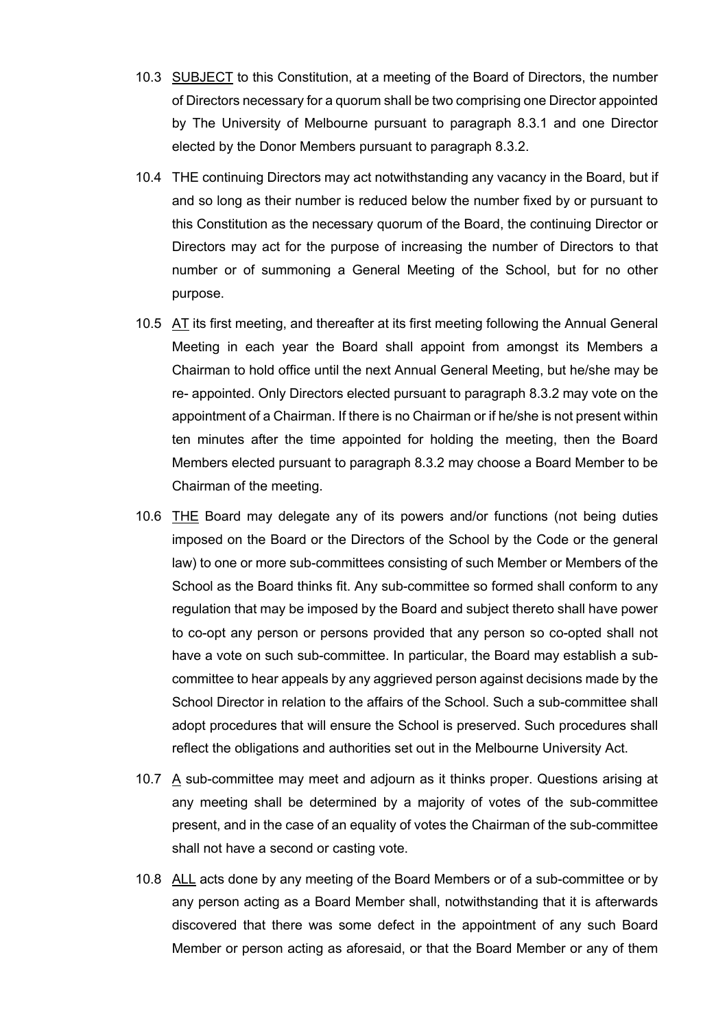10.3 SUBJECT to this Constitution, at a meeting of the Board of Directors, the number of Directors necessary for a quorum shall be two comprising one Director appointed by The University of Melbourne pursuant to paragraph 8.3.1 and one Director elected by the Donor Members pursuant to paragraph 8.3.2.

10.4 THE continuing Directors may act notwithstanding any vacancy in the Board, but if and so long as their number is reduced below the number fixed by or pursuant to this Constitution as the necessary quorum of the Board, the continuing Director or Directors may act for the purpose of increasing the number of Directors to that number or of summoning a General Meeting of the School, but for no other purpose.

10.5 AT its first meeting, and thereafter at its first meeting following the Annual General Meeting in each year the Board shall appoint from amongst its Members a Chairman to hold office until the next Annual General Meeting, but he/she may be re- appointed. Only Directors elected pursuant to paragraph 8.3.2 may vote on the appointment of a Chairman. If there is no Chairman or if he/she is not present within ten minutes after the time appointed for holding the meeting, then the Board Members elected pursuant to paragraph 8.3.2 may choose a Board Member to be Chairman of the meeting.

10.6 THE Board may delegate any of its powers and/or functions (not being duties imposed on the Board or the Directors of the School by the Code or the general law) to one or more sub-committees consisting of such Member or Members of the School as the Board thinks fit. Any sub-committee so formed shall conform to any regulation that may be imposed by the Board and subject thereto shall have power to co-opt any person or persons provided that any person so co-opted shall not have a vote on such sub-committee. In particular, the Board may establish a sub-committee to hear appeals by any aggrieved person against decisions made by the School Director in relation to the affairs of the School. Such a sub-committee shall adopt procedures that will ensure the School is preserved. Such procedures shall reflect the obligations and authorities set out in the Melbourne University Act.

10.7 A sub-committee may meet and adjourn as it thinks proper. Questions arising at any meeting shall be determined by a majority of votes of the sub-committee present, and in the case of an equality of votes the Chairman of the sub-committee shall not have a second or casting vote.

10.8 ALL acts done by any meeting of the Board Members or of a sub-committee or by any person acting as a Board Member shall, notwithstanding that it is afterwards discovered that there was some defect in the appointment of any such Board Member or person acting as aforesaid, or that the Board Member or any of them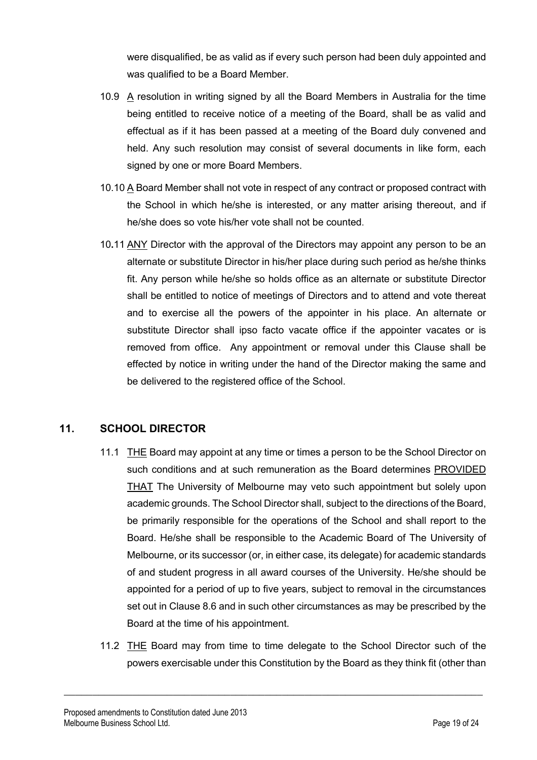were disqualified, be as valid as if every such person had been duly appointed and was qualified to be a Board Member.

10.9 A resolution in writing signed by all the Board Members in Australia for the time being entitled to receive notice of a meeting of the Board, shall be as valid and effectual as if it has been passed at a meeting of the Board duly convened and held. Any such resolution may consist of several documents in like form, each signed by one or more Board Members.

10.10 A Board Member shall not vote in respect of any contract or proposed contract with the School in which he/she is interested, or any matter arising thereout, and if he/she does so vote his/her vote shall not be counted.

10.11 ANY Director with the approval of the Directors may appoint any person to be an alternate or substitute Director in his/her place during such period as he/she thinks fit. Any person while he/she so holds office as an alternate or substitute Director shall be entitled to notice of meetings of Directors and to attend and vote thereat and to exercise all the powers of the appointer in his place. An alternate or substitute Director shall ipso facto vacate office if the appointer vacates or is removed from office. Any appointment or removal under this Clause shall be effected by notice in writing under the hand of the Director making the same and be delivered to the registered office of the School.

## 11. SCHOOL DIRECTOR

11.1 THE Board may appoint at any time or times a person to be the School Director on such conditions and at such remuneration as the Board determines PROVIDED THAT The University of Melbourne may veto such appointment but solely upon academic grounds. The School Director shall, subject to the directions of the Board, be primarily responsible for the operations of the School and shall report to the Board. He/she shall be responsible to the Academic Board of The University of Melbourne, or its successor (or, in either case, its delegate) for academic standards of and student progress in all award courses of the University. He/she should be appointed for a period of up to five years, subject to removal in the circumstances set out in Clause 8.6 and in such other circumstances as may be prescribed by the Board at the time of his appointment.

11.2 THE Board may from time to time delegate to the School Director such of the powers exercisable under this Constitution by the Board as they think fit (other than

Proposed amendments to Constitution dated June 2013
Melbourne Business School Ltd.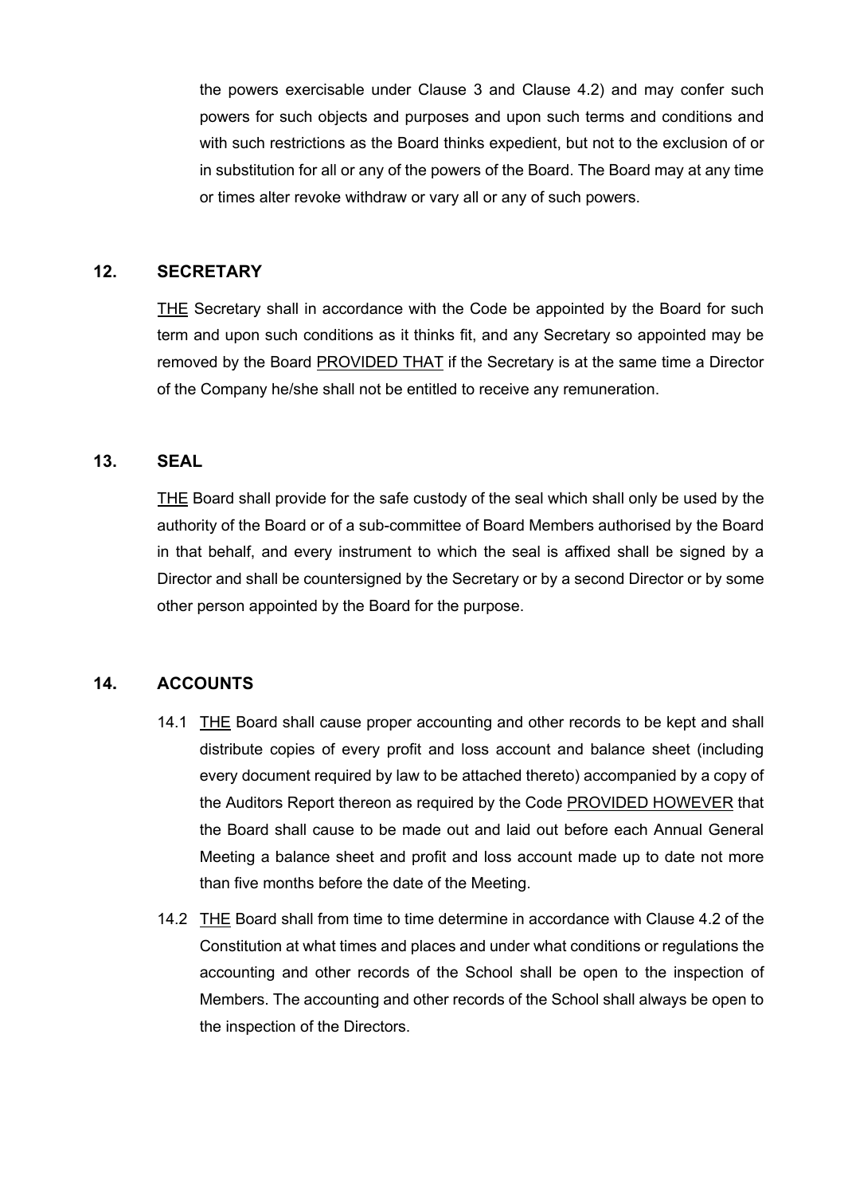the powers exercisable under Clause 3 and Clause 4.2) and may confer such powers for such objects and purposes and upon such terms and conditions and with such restrictions as the Board thinks expedient, but not to the exclusion of or in substitution for all or any of the powers of the Board. The Board may at any time or times alter revoke withdraw or vary all or any of such powers.

## 12. SECRETARY

<u>THE</u> Secretary shall in accordance with the Code be appointed by the Board for such term and upon such conditions as it thinks fit, and any Secretary so appointed may be removed by the Board <u>PROVIDED THAT</u> if the Secretary is at the same time a Director of the Company he/she shall not be entitled to receive any remuneration.

## 13. SEAL

<u>THE</u> Board shall provide for the safe custody of the seal which shall only be used by the authority of the Board or of a sub-committee of Board Members authorised by the Board in that behalf, and every instrument to which the seal is affixed shall be signed by a Director and shall be countersigned by the Secretary or by a second Director or by some other person appointed by the Board for the purpose.

## 14. ACCOUNTS

14.1 <u>THE</u> Board shall cause proper accounting and other records to be kept and shall distribute copies of every profit and loss account and balance sheet (including every document required by law to be attached thereto) accompanied by a copy of the Auditors Report thereon as required by the Code <u>PROVIDED HOWEVER</u> that the Board shall cause to be made out and laid out before each Annual General Meeting a balance sheet and profit and loss account made up to date not more than five months before the date of the Meeting.

14.2 <u>THE</u> Board shall from time to time determine in accordance with Clause 4.2 of the Constitution at what times and places and under what conditions or regulations the accounting and other records of the School shall be open to the inspection of Members. The accounting and other records of the School shall always be open to the inspection of the Directors.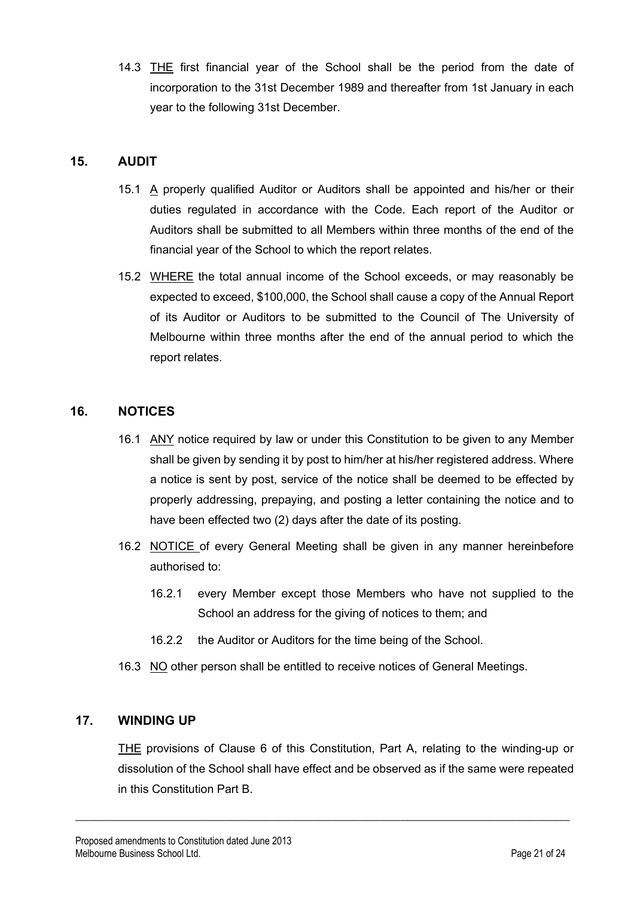14.3 THE first financial year of the School shall be the period from the date of incorporation to the 31st December 1989 and thereafter from 1st January in each year to the following 31st December.

## 15. AUDIT

15.1 A properly qualified Auditor or Auditors shall be appointed and his/her or their duties regulated in accordance with the Code. Each report of the Auditor or Auditors shall be submitted to all Members within three months of the end of the financial year of the School to which the report relates.

15.2 WHERE the total annual income of the School exceeds, or may reasonably be expected to exceed, $100,000, the School shall cause a copy of the Annual Report of its Auditor or Auditors to be submitted to the Council of The University of Melbourne within three months after the end of the annual period to which the report relates.

## 16. NOTICES

16.1 ANY notice required by law or under this Constitution to be given to any Member shall be given by sending it by post to him/her at his/her registered address. Where a notice is sent by post, service of the notice shall be deemed to be effected by properly addressing, prepaying, and posting a letter containing the notice and to have been effected two (2) days after the date of its posting.

16.2 NOTICE of every General Meeting shall be given in any manner hereinbefore authorised to:

- 16.2.1 every Member except those Members who have not supplied to the School an address for the giving of notices to them; and
- 16.2.2 the Auditor or Auditors for the time being of the School.

16.3 NO other person shall be entitled to receive notices of General Meetings.

## 17. WINDING UP

THE provisions of Clause 6 of this Constitution, Part A, relating to the winding-up or dissolution of the School shall have effect and be observed as if the same were repeated in this Constitution Part B.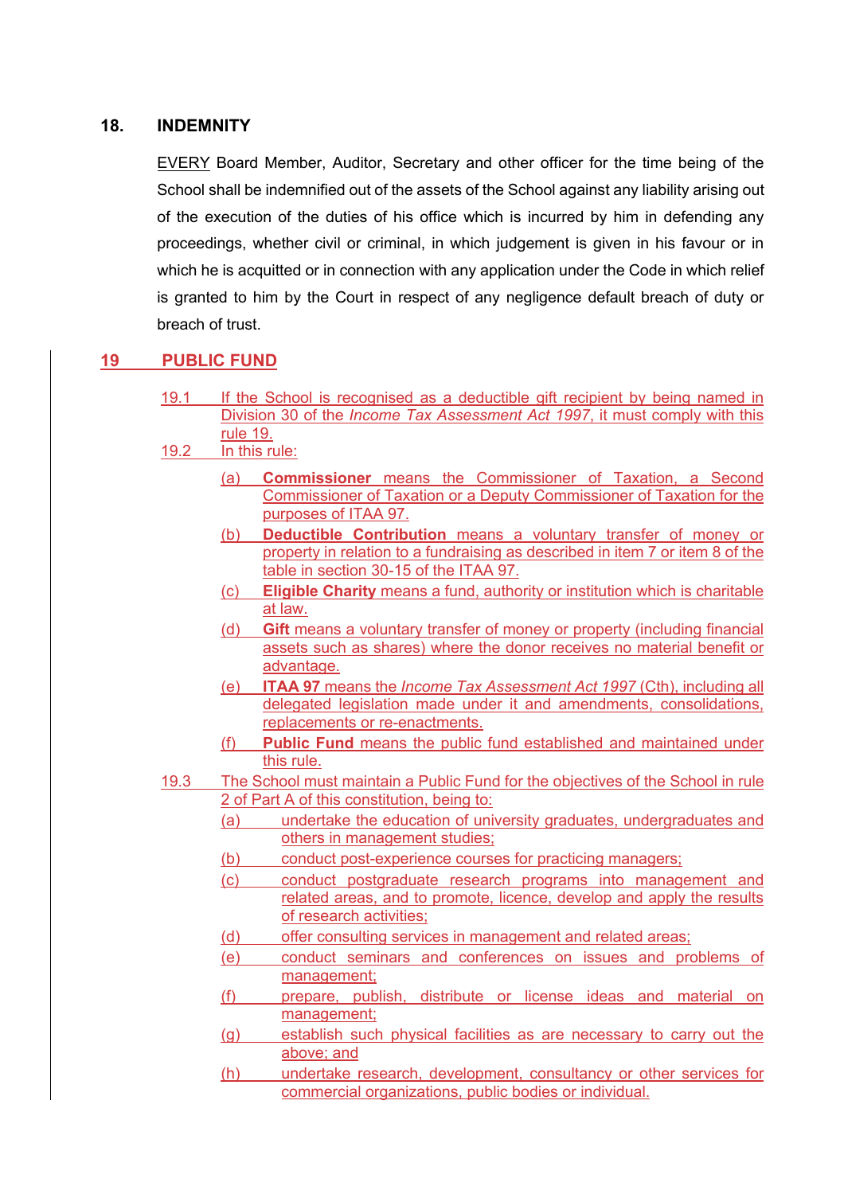## 18. INDEMNITY

EVERY Board Member, Auditor, Secretary and other officer for the time being of the School shall be indemnified out of the assets of the School against any liability arising out of the execution of the duties of his office which is incurred by him in defending any proceedings, whether civil or criminal, in which judgement is given in his favour or in which he is acquitted or in connection with any application under the Code in which relief is granted to him by the Court in respect of any negligence default breach of duty or breach of trust.

## 19 PUBLIC FUND

19.1 If the School is recognised as a deductible gift recipient by being named in Division 30 of the *Income Tax Assessment Act 1997*, it must comply with this rule 19.

19.2 In this rule:

- (a) **Commissioner** means the Commissioner of Taxation, a Second Commissioner of Taxation or a Deputy Commissioner of Taxation for the purposes of ITAA 97.
- (b) **Deductible Contribution** means a voluntary transfer of money or property in relation to a fundraising as described in item 7 or item 8 of the table in section 30-15 of the ITAA 97.
- (c) **Eligible Charity** means a fund, authority or institution which is charitable at law.
- (d) **Gift** means a voluntary transfer of money or property (including financial assets such as shares) where the donor receives no material benefit or advantage.
- (e) **ITAA 97** means the *Income Tax Assessment Act 1997* (Cth), including all delegated legislation made under it and amendments, consolidations, replacements or re-enactments.
- (f) **Public Fund** means the public fund established and maintained under this rule.

19.3 The School must maintain a Public Fund for the objectives of the School in rule 2 of Part A of this constitution, being to:

- (a) undertake the education of university graduates, undergraduates and others in management studies;
- (b) conduct post-experience courses for practicing managers;
- (c) conduct postgraduate research programs into management and related areas, and to promote, licence, develop and apply the results of research activities;
- (d) offer consulting services in management and related areas;
- (e) conduct seminars and conferences on issues and problems of management;
- (f) prepare, publish, distribute or license ideas and material on management;
- (g) establish such physical facilities as are necessary to carry out the above; and
- (h) undertake research, development, consultancy or other services for commercial organizations, public bodies or individual.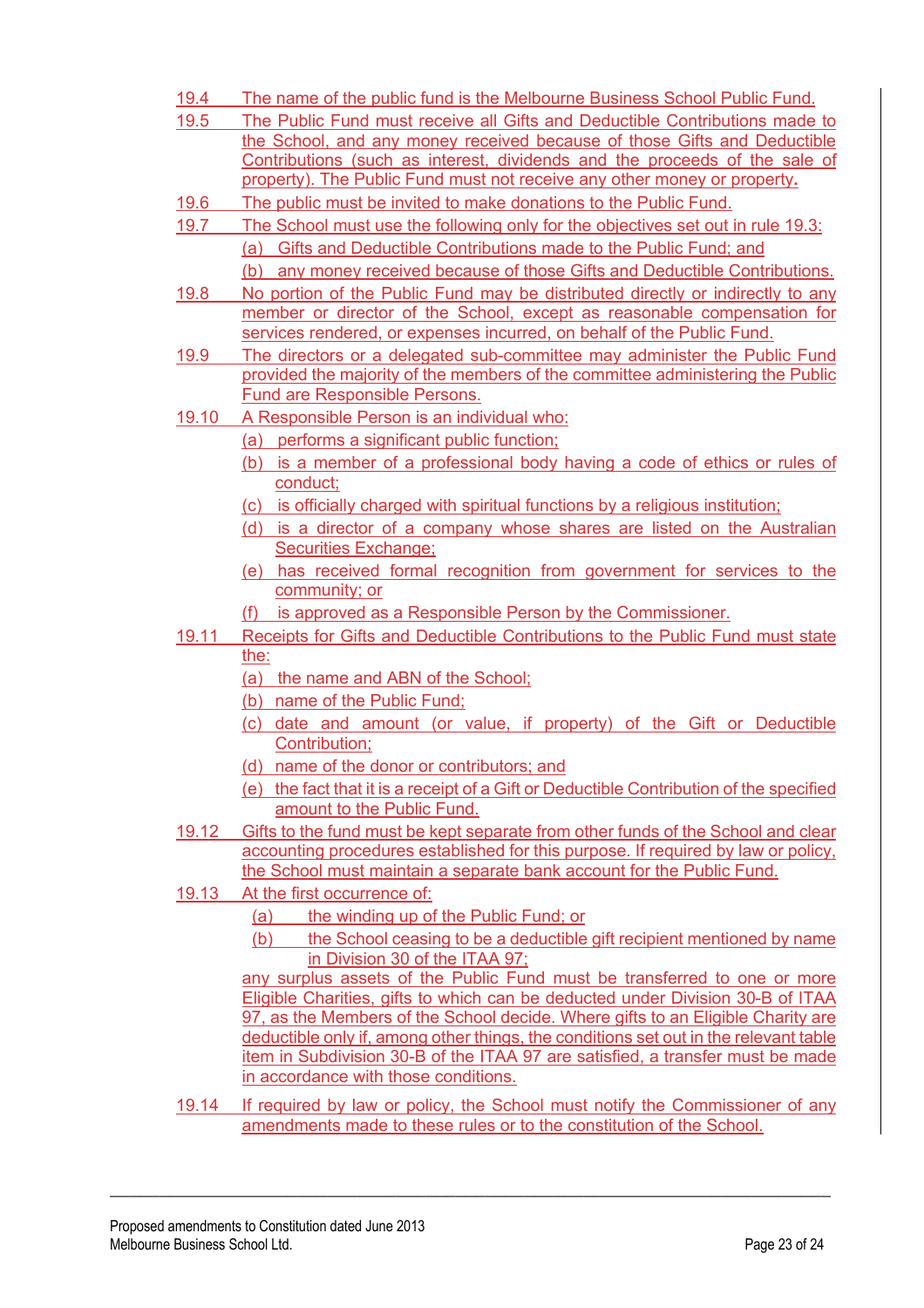19.4 The name of the public fund is the Melbourne Business School Public Fund.

19.5 The Public Fund must receive all Gifts and Deductible Contributions made to the School, and any money received because of those Gifts and Deductible Contributions (such as interest, dividends and the proceeds of the sale of property). The Public Fund must not receive any other money or property.

19.6 The public must be invited to make donations to the Public Fund.

19.7 The School must use the following only for the objectives set out in rule 19.3:

(a) Gifts and Deductible Contributions made to the Public Fund; and

(b) any money received because of those Gifts and Deductible Contributions.

19.8 No portion of the Public Fund may be distributed directly or indirectly to any member or director of the School, except as reasonable compensation for services rendered, or expenses incurred, on behalf of the Public Fund.

19.9 The directors or a delegated sub-committee may administer the Public Fund provided the majority of the members of the committee administering the Public Fund are Responsible Persons.

19.10 A Responsible Person is an individual who:

(a) performs a significant public function;

(b) is a member of a professional body having a code of ethics or rules of conduct;

(c) is officially charged with spiritual functions by a religious institution;

(d) is a director of a company whose shares are listed on the Australian Securities Exchange;

(e) has received formal recognition from government for services to the community; or

(f) is approved as a Responsible Person by the Commissioner.

19.11 Receipts for Gifts and Deductible Contributions to the Public Fund must state the:

(a) the name and ABN of the School;

(b) name of the Public Fund;

(c) date and amount (or value, if property) of the Gift or Deductible Contribution;

(d) name of the donor or contributors; and

(e) the fact that it is a receipt of a Gift or Deductible Contribution of the specified amount to the Public Fund.

19.12 Gifts to the fund must be kept separate from other funds of the School and clear accounting procedures established for this purpose. If required by law or policy, the School must maintain a separate bank account for the Public Fund.

19.13 At the first occurrence of:

(a) the winding up of the Public Fund; or

(b) the School ceasing to be a deductible gift recipient mentioned by name in Division 30 of the ITAA 97;

any surplus assets of the Public Fund must be transferred to one or more Eligible Charities, gifts to which can be deducted under Division 30-B of ITAA 97, as the Members of the School decide. Where gifts to an Eligible Charity are deductible only if, among other things, the conditions set out in the relevant table item in Subdivision 30-B of the ITAA 97 are satisfied, a transfer must be made in accordance with those conditions.

19.14 If required by law or policy, the School must notify the Commissioner of any amendments made to these rules or to the constitution of the School.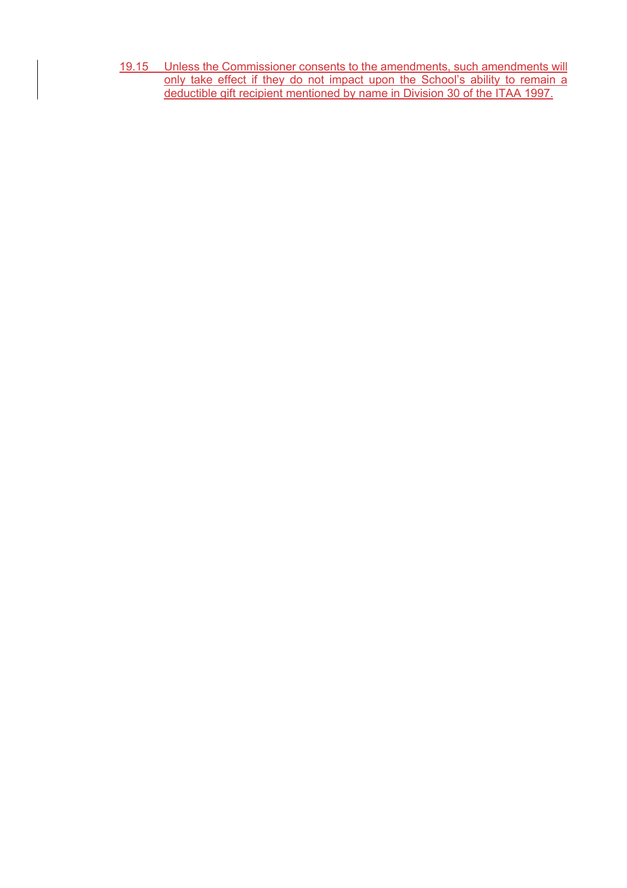19.15 Unless the Commissioner consents to the amendments, such amendments will only take effect if they do not impact upon the School's ability to remain a deductible gift recipient mentioned by name in Division 30 of the ITAA 1997.